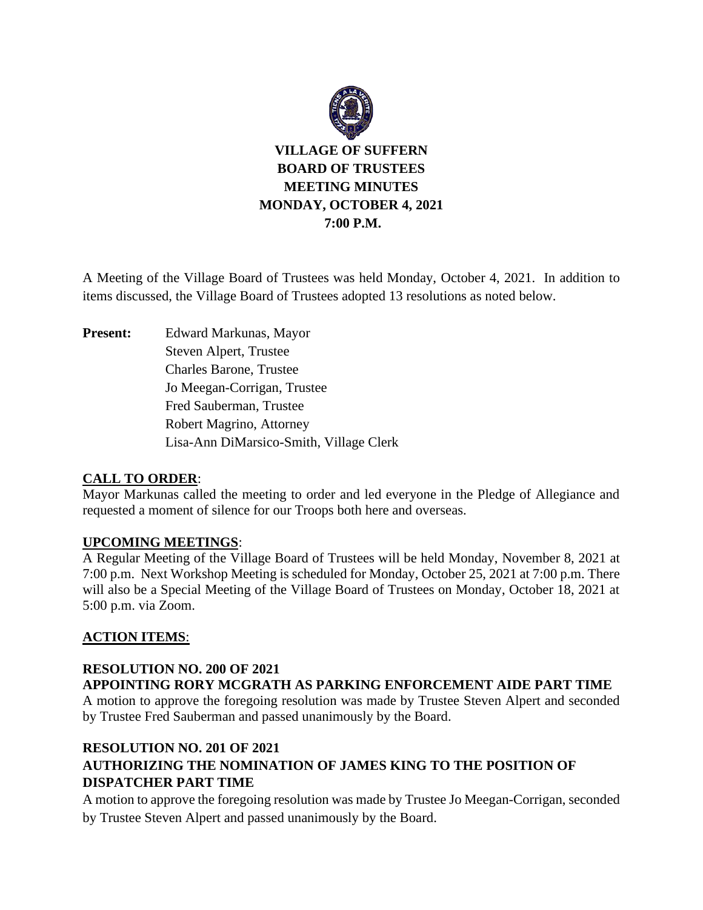# VILLAGE OF SUFFERN
# BOARD OF TRUSTEES
# MEETING MINUTES
# MONDAY, OCTOBER 4, 2021
# 7:00 P.M.

A Meeting of the Village Board of Trustees was held Monday, October 4, 2021. In addition to items discussed, the Village Board of Trustees adopted 13 resolutions as noted below.

**Present:** Edward Markunas, Mayor
Steven Alpert, Trustee
Charles Barone, Trustee
Jo Meegan-Corrigan, Trustee
Fred Sauberman, Trustee
Robert Magrino, Attorney
Lisa-Ann DiMarsico-Smith, Village Clerk

## CALL TO ORDER:

Mayor Markunas called the meeting to order and led everyone in the Pledge of Allegiance and requested a moment of silence for our Troops both here and overseas.

## UPCOMING MEETINGS:

A Regular Meeting of the Village Board of Trustees will be held Monday, November 8, 2021 at 7:00 p.m. Next Workshop Meeting is scheduled for Monday, October 25, 2021 at 7:00 p.m. There will also be a Special Meeting of the Village Board of Trustees on Monday, October 18, 2021 at 5:00 p.m. via Zoom.

## ACTION ITEMS:

### RESOLUTION NO. 200 OF 2021
### APPOINTING RORY MCGRATH AS PARKING ENFORCEMENT AIDE PART TIME

A motion to approve the foregoing resolution was made by Trustee Steven Alpert and seconded by Trustee Fred Sauberman and passed unanimously by the Board.

### RESOLUTION NO. 201 OF 2021
### AUTHORIZING THE NOMINATION OF JAMES KING TO THE POSITION OF DISPATCHER PART TIME

A motion to approve the foregoing resolution was made by Trustee Jo Meegan-Corrigan, seconded by Trustee Steven Alpert and passed unanimously by the Board.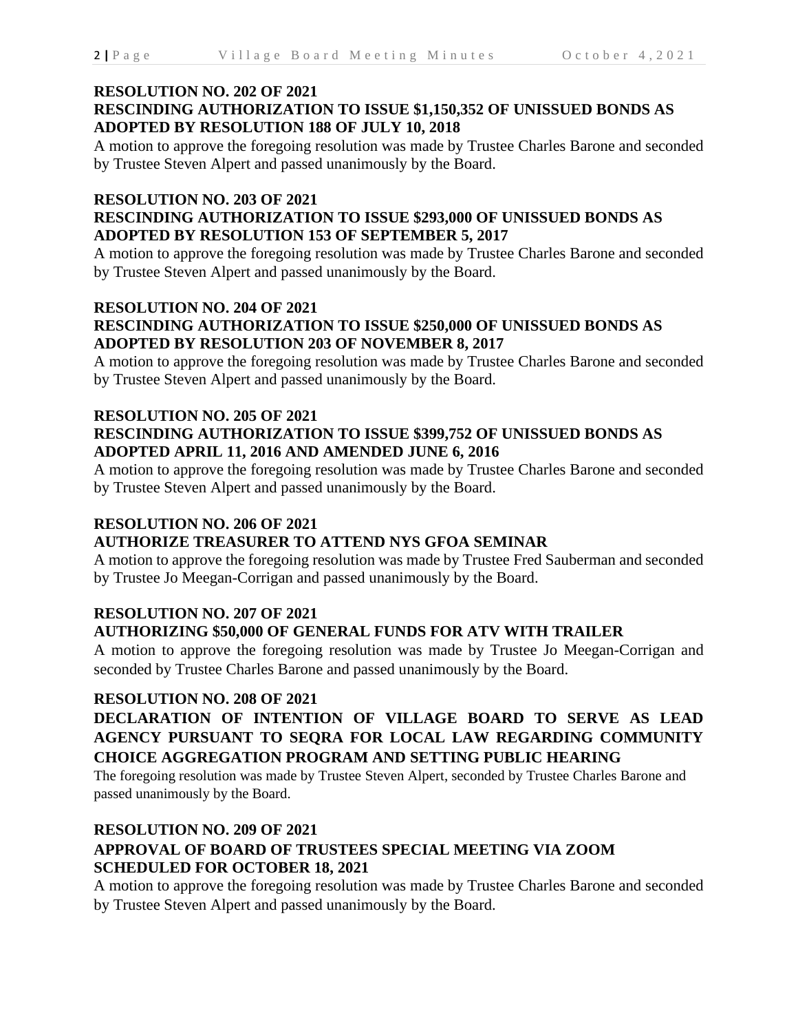**RESOLUTION NO. 202 OF 2021**
**RESCINDING AUTHORIZATION TO ISSUE $1,150,352 OF UNISSUED BONDS AS ADOPTED BY RESOLUTION 188 OF JULY 10, 2018**

A motion to approve the foregoing resolution was made by Trustee Charles Barone and seconded by Trustee Steven Alpert and passed unanimously by the Board.

**RESOLUTION NO. 203 OF 2021**
**RESCINDING AUTHORIZATION TO ISSUE $293,000 OF UNISSUED BONDS AS ADOPTED BY RESOLUTION 153 OF SEPTEMBER 5, 2017**

A motion to approve the foregoing resolution was made by Trustee Charles Barone and seconded by Trustee Steven Alpert and passed unanimously by the Board.

**RESOLUTION NO. 204 OF 2021**
**RESCINDING AUTHORIZATION TO ISSUE $250,000 OF UNISSUED BONDS AS ADOPTED BY RESOLUTION 203 OF NOVEMBER 8, 2017**

A motion to approve the foregoing resolution was made by Trustee Charles Barone and seconded by Trustee Steven Alpert and passed unanimously by the Board.

**RESOLUTION NO. 205 OF 2021**
**RESCINDING AUTHORIZATION TO ISSUE $399,752 OF UNISSUED BONDS AS ADOPTED APRIL 11, 2016 AND AMENDED JUNE 6, 2016**

A motion to approve the foregoing resolution was made by Trustee Charles Barone and seconded by Trustee Steven Alpert and passed unanimously by the Board.

**RESOLUTION NO. 206 OF 2021**
**AUTHORIZE TREASURER TO ATTEND NYS GFOA SEMINAR**

A motion to approve the foregoing resolution was made by Trustee Fred Sauberman and seconded by Trustee Jo Meegan-Corrigan and passed unanimously by the Board.

**RESOLUTION NO. 207 OF 2021**
**AUTHORIZING $50,000 OF GENERAL FUNDS FOR ATV WITH TRAILER**

A motion to approve the foregoing resolution was made by Trustee Jo Meegan-Corrigan and seconded by Trustee Charles Barone and passed unanimously by the Board.

**RESOLUTION NO. 208 OF 2021**
**DECLARATION OF INTENTION OF VILLAGE BOARD TO SERVE AS LEAD AGENCY PURSUANT TO SEQRA FOR LOCAL LAW REGARDING COMMUNITY CHOICE AGGREGATION PROGRAM AND SETTING PUBLIC HEARING**

The foregoing resolution was made by Trustee Steven Alpert, seconded by Trustee Charles Barone and passed unanimously by the Board.

**RESOLUTION NO. 209 OF 2021**
**APPROVAL OF BOARD OF TRUSTEES SPECIAL MEETING VIA ZOOM SCHEDULED FOR OCTOBER 18, 2021**

A motion to approve the foregoing resolution was made by Trustee Charles Barone and seconded by Trustee Steven Alpert and passed unanimously by the Board.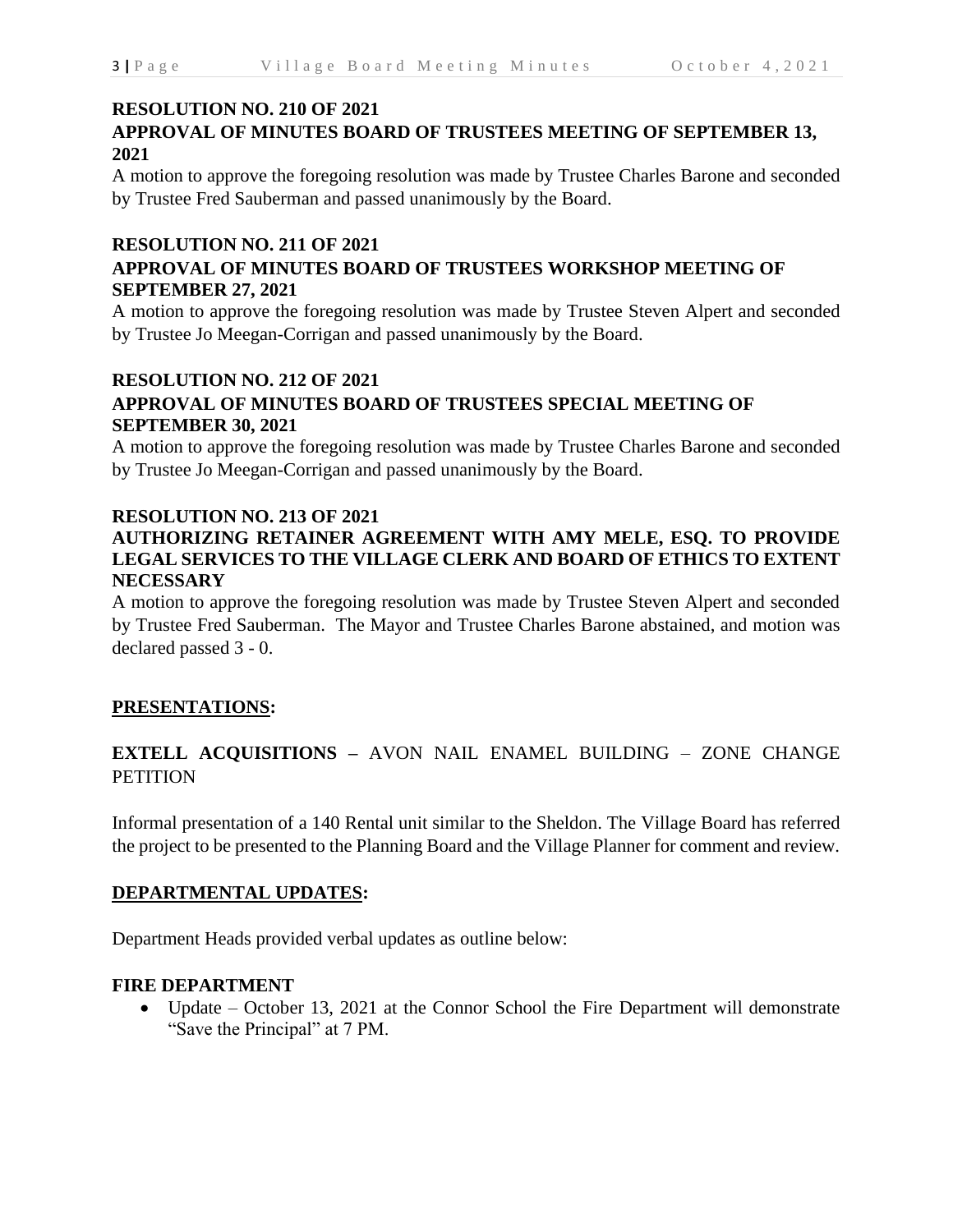**RESOLUTION NO. 210 OF 2021**
**APPROVAL OF MINUTES BOARD OF TRUSTEES MEETING OF SEPTEMBER 13, 2021**

A motion to approve the foregoing resolution was made by Trustee Charles Barone and seconded by Trustee Fred Sauberman and passed unanimously by the Board.

**RESOLUTION NO. 211 OF 2021**
**APPROVAL OF MINUTES BOARD OF TRUSTEES WORKSHOP MEETING OF SEPTEMBER 27, 2021**

A motion to approve the foregoing resolution was made by Trustee Steven Alpert and seconded by Trustee Jo Meegan-Corrigan and passed unanimously by the Board.

**RESOLUTION NO. 212 OF 2021**
**APPROVAL OF MINUTES BOARD OF TRUSTEES SPECIAL MEETING OF SEPTEMBER 30, 2021**

A motion to approve the foregoing resolution was made by Trustee Charles Barone and seconded by Trustee Jo Meegan-Corrigan and passed unanimously by the Board.

**RESOLUTION NO. 213 OF 2021**
**AUTHORIZING RETAINER AGREEMENT WITH AMY MELE, ESQ. TO PROVIDE LEGAL SERVICES TO THE VILLAGE CLERK AND BOARD OF ETHICS TO EXTENT NECESSARY**

A motion to approve the foregoing resolution was made by Trustee Steven Alpert and seconded by Trustee Fred Sauberman. The Mayor and Trustee Charles Barone abstained, and motion was declared passed 3 - 0.

## PRESENTATIONS:

**EXTELL ACQUISITIONS –** AVON NAIL ENAMEL BUILDING – ZONE CHANGE PETITION

Informal presentation of a 140 Rental unit similar to the Sheldon. The Village Board has referred the project to be presented to the Planning Board and the Village Planner for comment and review.

## DEPARTMENTAL UPDATES:

Department Heads provided verbal updates as outline below:

**FIRE DEPARTMENT**

- Update – October 13, 2021 at the Connor School the Fire Department will demonstrate "Save the Principal" at 7 PM.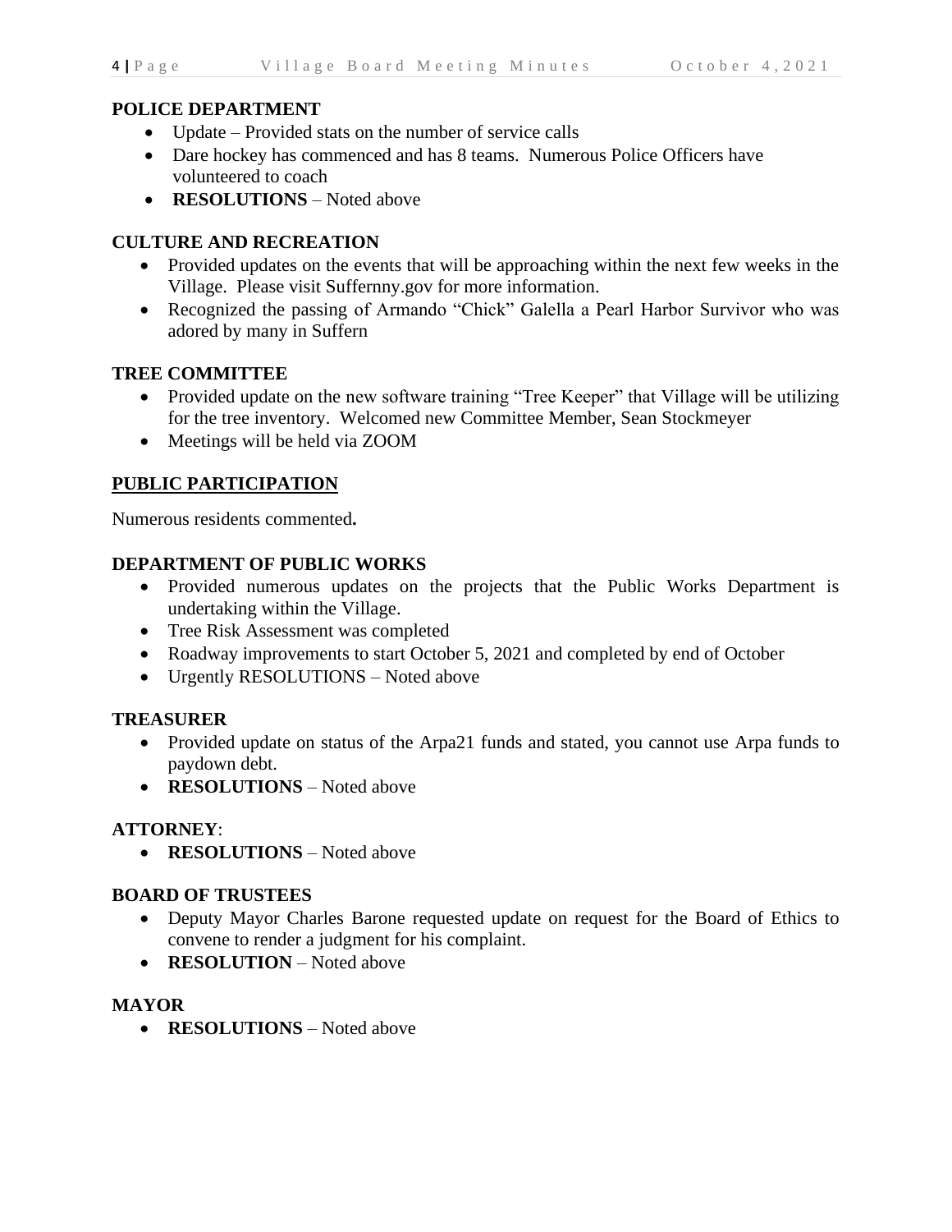**POLICE DEPARTMENT**

- Update – Provided stats on the number of service calls
- Dare hockey has commenced and has 8 teams. Numerous Police Officers have volunteered to coach
- **RESOLUTIONS** – Noted above

**CULTURE AND RECREATION**

- Provided updates on the events that will be approaching within the next few weeks in the Village. Please visit Suffernny.gov for more information.
- Recognized the passing of Armando "Chick" Galella a Pearl Harbor Survivor who was adored by many in Suffern

**TREE COMMITTEE**

- Provided update on the new software training "Tree Keeper" that Village will be utilizing for the tree inventory. Welcomed new Committee Member, Sean Stockmeyer
- Meetings will be held via ZOOM

**PUBLIC PARTICIPATION**

Numerous residents commented**.**

**DEPARTMENT OF PUBLIC WORKS**

- Provided numerous updates on the projects that the Public Works Department is undertaking within the Village.
- Tree Risk Assessment was completed
- Roadway improvements to start October 5, 2021 and completed by end of October
- Urgently RESOLUTIONS – Noted above

**TREASURER**

- Provided update on status of the Arpa21 funds and stated, you cannot use Arpa funds to paydown debt.
- **RESOLUTIONS** – Noted above

**ATTORNEY**:

- **RESOLUTIONS** – Noted above

**BOARD OF TRUSTEES**

- Deputy Mayor Charles Barone requested update on request for the Board of Ethics to convene to render a judgment for his complaint.
- **RESOLUTION** – Noted above

**MAYOR**

- **RESOLUTIONS** – Noted above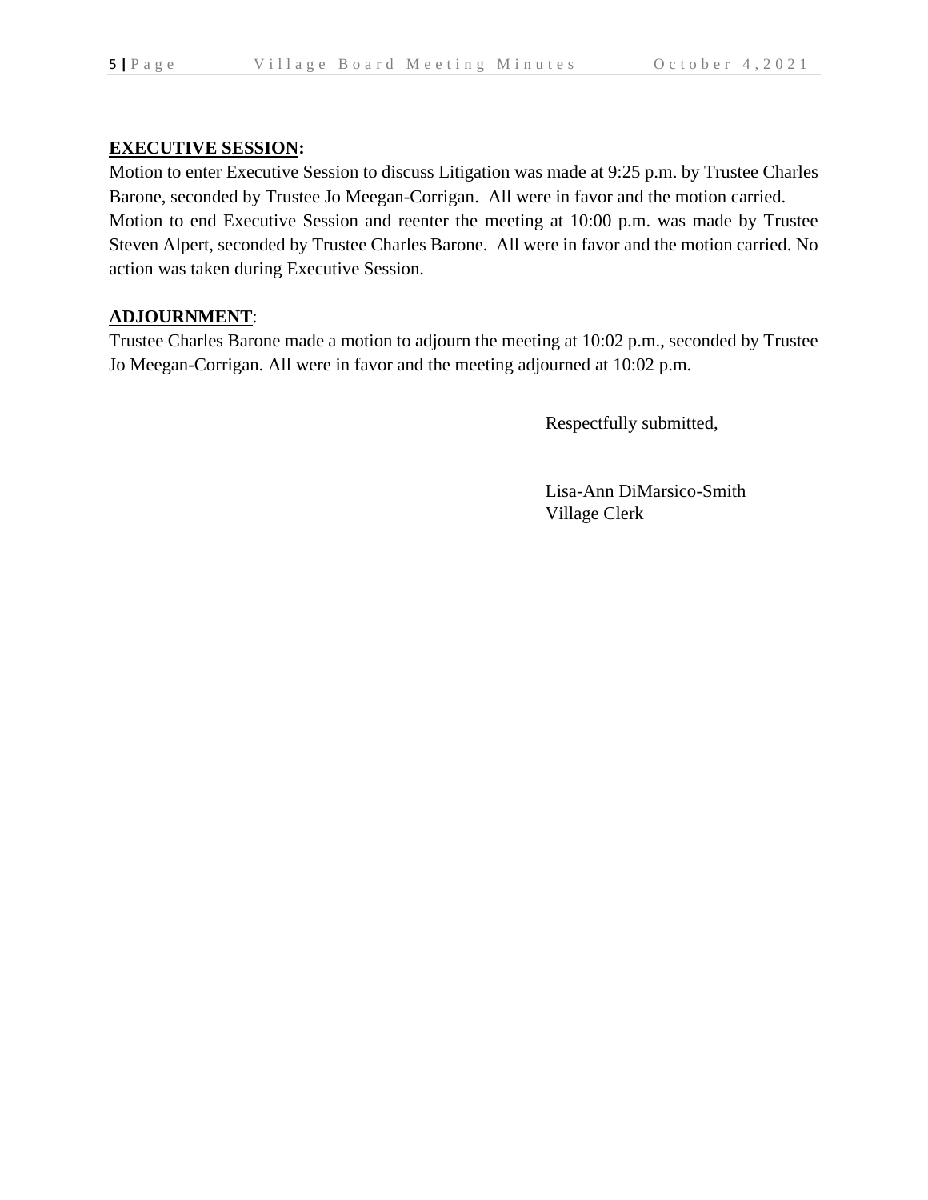**EXECUTIVE SESSION:**

Motion to enter Executive Session to discuss Litigation was made at 9:25 p.m. by Trustee Charles Barone, seconded by Trustee Jo Meegan-Corrigan. All were in favor and the motion carried. Motion to end Executive Session and reenter the meeting at 10:00 p.m. was made by Trustee Steven Alpert, seconded by Trustee Charles Barone. All were in favor and the motion carried. No action was taken during Executive Session.

**ADJOURNMENT**:

Trustee Charles Barone made a motion to adjourn the meeting at 10:02 p.m., seconded by Trustee Jo Meegan-Corrigan. All were in favor and the meeting adjourned at 10:02 p.m.

Respectfully submitted,

Lisa-Ann DiMarsico-Smith
Village Clerk